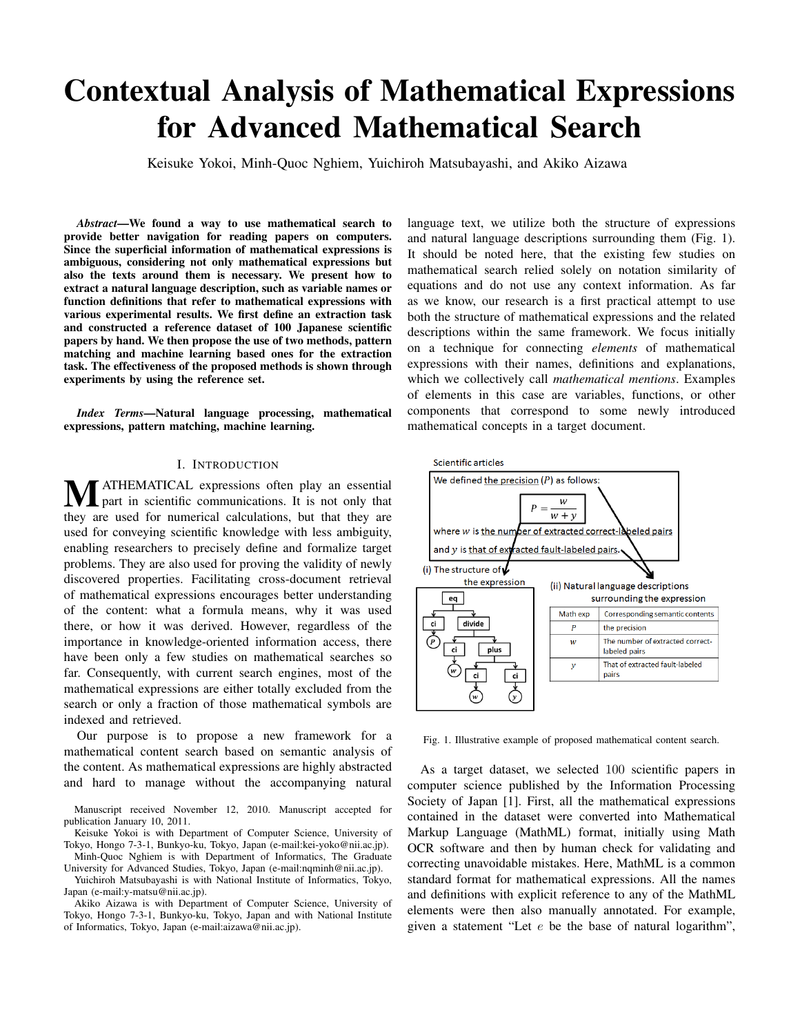# Contextual Analysis of Mathematical Expressions for Advanced Mathematical Search

Keisuke Yokoi, Minh-Quoc Nghiem, Yuichiroh Matsubayashi, and Akiko Aizawa

***Abstract*—We found a way to use mathematical search to provide better navigation for reading papers on computers. Since the superficial information of mathematical expressions is ambiguous, considering not only mathematical expressions but also the texts around them is necessary. We present how to extract a natural language description, such as variable names or function definitions that refer to mathematical expressions with various experimental results. We first define an extraction task and constructed a reference dataset of 100 Japanese scientific papers by hand. We then propose the use of two methods, pattern matching and machine learning based ones for the extraction task. The effectiveness of the proposed methods is shown through experiments by using the reference set.**

***Index Terms*—Natural language processing, mathematical expressions, pattern matching, machine learning.**

## I. Introduction

Mathematical expressions often play an essential part in scientific communications. It is not only that they are used for numerical calculations, but that they are used for conveying scientific knowledge with less ambiguity, enabling researchers to precisely define and formalize target problems. They are also used for proving the validity of newly discovered properties. Facilitating cross-document retrieval of mathematical expressions encourages better understanding of the content: what a formula means, why it was used there, or how it was derived. However, regardless of the importance in knowledge-oriented information access, there have been only a few studies on mathematical searches so far. Consequently, with current search engines, most of the mathematical expressions are either totally excluded from the search or only a fraction of those mathematical symbols are indexed and retrieved.

Our purpose is to propose a new framework for a mathematical content search based on semantic analysis of the content. As mathematical expressions are highly abstracted and hard to manage without the accompanying natural language text, we utilize both the structure of expressions and natural language descriptions surrounding them (Fig. 1). It should be noted here, that the existing few studies on mathematical search relied solely on notation similarity of equations and do not use any context information. As far as we know, our research is a first practical attempt to use both the structure of mathematical expressions and the related descriptions within the same framework. We focus initially on a technique for connecting *elements* of mathematical expressions with their names, definitions and explanations, which we collectively call *mathematical mentions*. Examples of elements in this case are variables, functions, or other components that correspond to some newly introduced mathematical concepts in a target document.

Scientific articles

We defined the precision ($P$) as follows:

$$P = \frac{w}{w+y}$$

where $w$ is the number of extracted correct-labeled pairs and $y$ is that of extracted fault-labeled pairs.

(i) The structure of the expression

(ii) Natural language descriptions surrounding the expression

| Math exp | Corresponding semantic contents |
|---|---|
| $P$ | the precision |
| $w$ | The number of extracted correct-labeled pairs |
| $y$ | That of extracted fault-labeled pairs |

Fig. 1. Illustrative example of proposed mathematical content search.

As a target dataset, we selected 100 scientific papers in computer science published by the Information Processing Society of Japan [1]. First, all the mathematical expressions contained in the dataset were converted into Mathematical Markup Language (MathML) format, initially using Math OCR software and then by human check for validating and correcting unavoidable mistakes. Here, MathML is a common standard format for mathematical expressions. All the names and definitions with explicit reference to any of the MathML elements were then also manually annotated. For example, given a statement "Let $e$ be the base of natural logarithm",

Manuscript received November 12, 2010. Manuscript accepted for publication January 10, 2011.

Keisuke Yokoi is with Department of Computer Science, University of Tokyo, Hongo 7-3-1, Bunkyo-ku, Tokyo, Japan (e-mail:kei-yoko@nii.ac.jp).

Minh-Quoc Nghiem is with Department of Informatics, The Graduate University for Advanced Studies, Tokyo, Japan (e-mail:nqminh@nii.ac.jp).

Yuichiroh Matsubayashi is with National Institute of Informatics, Tokyo, Japan (e-mail:y-matsu@nii.ac.jp).

Akiko Aizawa is with Department of Computer Science, University of Tokyo, Hongo 7-3-1, Bunkyo-ku, Tokyo, Japan and with National Institute of Informatics, Tokyo, Japan (e-mail:aizawa@nii.ac.jp).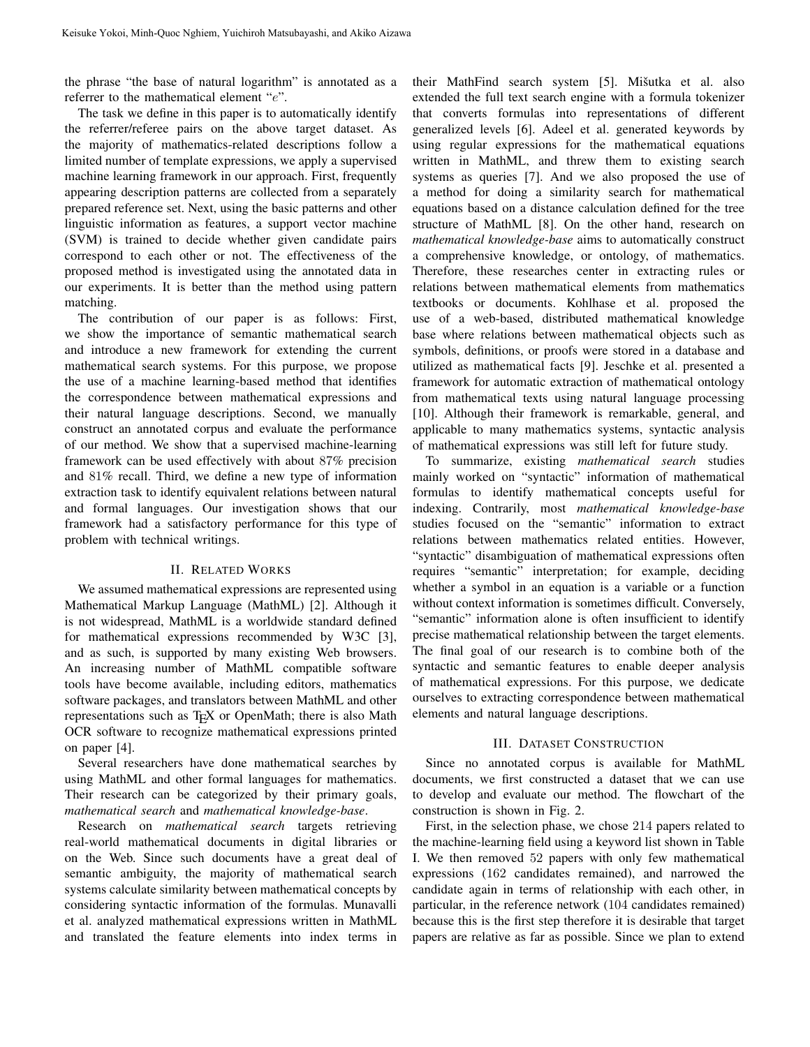the phrase "the base of natural logarithm" is annotated as a referrer to the mathematical element "$e$".

The task we define in this paper is to automatically identify the referrer/referee pairs on the above target dataset. As the majority of mathematics-related descriptions follow a limited number of template expressions, we apply a supervised machine learning framework in our approach. First, frequently appearing description patterns are collected from a separately prepared reference set. Next, using the basic patterns and other linguistic information as features, a support vector machine (SVM) is trained to decide whether given candidate pairs correspond to each other or not. The effectiveness of the proposed method is investigated using the annotated data in our experiments. It is better than the method using pattern matching.

The contribution of our paper is as follows: First, we show the importance of semantic mathematical search and introduce a new framework for extending the current mathematical search systems. For this purpose, we propose the use of a machine learning-based method that identifies the correspondence between mathematical expressions and their natural language descriptions. Second, we manually construct an annotated corpus and evaluate the performance of our method. We show that a supervised machine-learning framework can be used effectively with about $87\%$ precision and $81\%$ recall. Third, we define a new type of information extraction task to identify equivalent relations between natural and formal languages. Our investigation shows that our framework had a satisfactory performance for this type of problem with technical writings.

## II. Related Works

We assumed mathematical expressions are represented using Mathematical Markup Language (MathML) [2]. Although it is not widespread, MathML is a worldwide standard defined for mathematical expressions recommended by W3C [3], and as such, is supported by many existing Web browsers. An increasing number of MathML compatible software tools have become available, including editors, mathematics software packages, and translators between MathML and other representations such as TeX or OpenMath; there is also Math OCR software to recognize mathematical expressions printed on paper [4].

Several researchers have done mathematical searches by using MathML and other formal languages for mathematics. Their research can be categorized by their primary goals, *mathematical search* and *mathematical knowledge-base*.

Research on *mathematical search* targets retrieving real-world mathematical documents in digital libraries or on the Web. Since such documents have a great deal of semantic ambiguity, the majority of mathematical search systems calculate similarity between mathematical concepts by considering syntactic information of the formulas. Munavalli et al. analyzed mathematical expressions written in MathML and translated the feature elements into index terms in their MathFind search system [5]. Mišutka et al. also extended the full text search engine with a formula tokenizer that converts formulas into representations of different generalized levels [6]. Adeel et al. generated keywords by using regular expressions for the mathematical equations written in MathML, and threw them to existing search systems as queries [7]. And we also proposed the use of a method for doing a similarity search for mathematical equations based on a distance calculation defined for the tree structure of MathML [8]. On the other hand, research on *mathematical knowledge-base* aims to automatically construct a comprehensive knowledge, or ontology, of mathematics. Therefore, these researches center in extracting rules or relations between mathematical elements from mathematics textbooks or documents. Kohlhase et al. proposed the use of a web-based, distributed mathematical knowledge base where relations between mathematical objects such as symbols, definitions, or proofs were stored in a database and utilized as mathematical facts [9]. Jeschke et al. presented a framework for automatic extraction of mathematical ontology from mathematical texts using natural language processing [10]. Although their framework is remarkable, general, and applicable to many mathematics systems, syntactic analysis of mathematical expressions was still left for future study.

To summarize, existing *mathematical search* studies mainly worked on "syntactic" information of mathematical formulas to identify mathematical concepts useful for indexing. Contrarily, most *mathematical knowledge-base* studies focused on the "semantic" information to extract relations between mathematics related entities. However, "syntactic" disambiguation of mathematical expressions often requires "semantic" interpretation; for example, deciding whether a symbol in an equation is a variable or a function without context information is sometimes difficult. Conversely, "semantic" information alone is often insufficient to identify precise mathematical relationship between the target elements. The final goal of our research is to combine both of the syntactic and semantic features to enable deeper analysis of mathematical expressions. For this purpose, we dedicate ourselves to extracting correspondence between mathematical elements and natural language descriptions.

## III. Dataset Construction

Since no annotated corpus is available for MathML documents, we first constructed a dataset that we can use to develop and evaluate our method. The flowchart of the construction is shown in Fig. 2.

First, in the selection phase, we chose $214$ papers related to the machine-learning field using a keyword list shown in Table I. We then removed $52$ papers with only few mathematical expressions ($162$ candidates remained), and narrowed the candidate again in terms of relationship with each other, in particular, in the reference network ($104$ candidates remained) because this is the first step therefore it is desirable that target papers are relative as far as possible. Since we plan to extend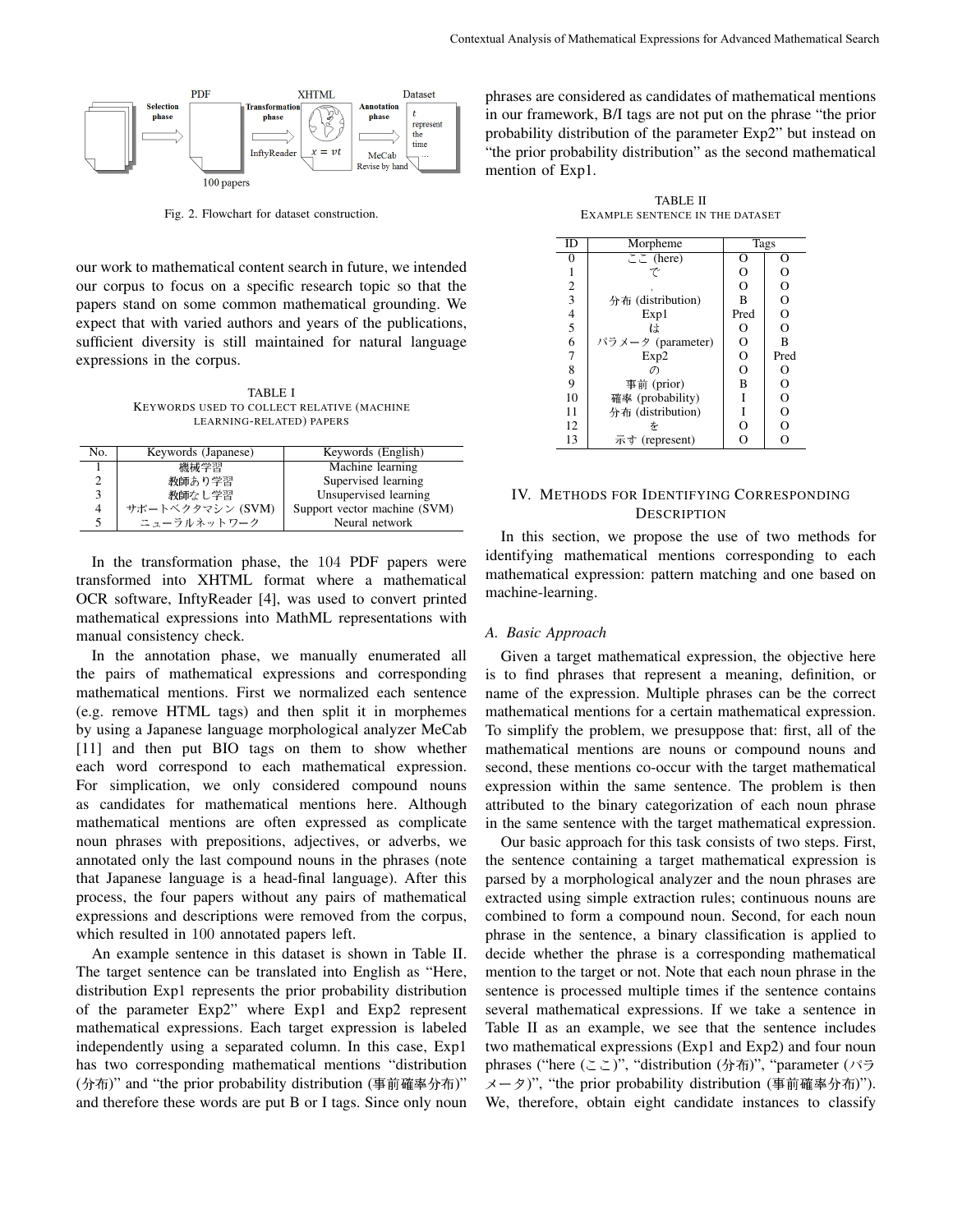Fig. 2. Flowchart for dataset construction.

our work to mathematical content search in future, we intended our corpus to focus on a specific research topic so that the papers stand on some common mathematical grounding. We expect that with varied authors and years of the publications, sufficient diversity is still maintained for natural language expressions in the corpus.

TABLE I
KEYWORDS USED TO COLLECT RELATIVE (MACHINE LEARNING-RELATED) PAPERS

| No. | Keywords (Japanese) | Keywords (English) |
|---|---|---|
| 1 | 機械学習 | Machine learning |
| 2 | 教師あり学習 | Supervised learning |
| 3 | 教師なし学習 | Unsupervised learning |
| 4 | サポートベクタマシン (SVM) | Support vector machine (SVM) |
| 5 | ニューラルネットワーク | Neural network |

In the transformation phase, the 104 PDF papers were transformed into XHTML format where a mathematical OCR software, InftyReader [4], was used to convert printed mathematical expressions into MathML representations with manual consistency check.

In the annotation phase, we manually enumerated all the pairs of mathematical expressions and corresponding mathematical mentions. First we normalized each sentence (e.g. remove HTML tags) and then split it in morphemes by using a Japanese language morphological analyzer MeCab [11] and then put BIO tags on them to show whether each word correspond to each mathematical expression. For simplication, we only considered compound nouns as candidates for mathematical mentions here. Although mathematical mentions are often expressed as complicate noun phrases with prepositions, adjectives, or adverbs, we annotated only the last compound nouns in the phrases (note that Japanese language is a head-final language). After this process, the four papers without any pairs of mathematical expressions and descriptions were removed from the corpus, which resulted in 100 annotated papers left.

An example sentence in this dataset is shown in Table II. The target sentence can be translated into English as "Here, distribution Exp1 represents the prior probability distribution of the parameter Exp2" where Exp1 and Exp2 represent mathematical expressions. Each target expression is labeled independently using a separated column. In this case, Exp1 has two corresponding mathematical mentions "distribution (分布)" and "the prior probability distribution (事前確率分布)" and therefore these words are put B or I tags. Since only noun phrases are considered as candidates of mathematical mentions in our framework, B/I tags are not put on the phrase "the prior probability distribution of the parameter Exp2" but instead on "the prior probability distribution" as the second mathematical mention of Exp1.

TABLE II
EXAMPLE SENTENCE IN THE DATASET

| ID | Morpheme | Tags | |
|---|---|---|---|
| 0 | ここ (here) | O | O |
| 1 | で | O | O |
| 2 | , | O | O |
| 3 | 分布 (distribution) | B | O |
| 4 | Exp1 | Pred | O |
| 5 | は | O | O |
| 6 | パラメータ (parameter) | O | B |
| 7 | Exp2 | O | Pred |
| 8 | の | O | O |
| 9 | 事前 (prior) | B | O |
| 10 | 確率 (probability) | I | O |
| 11 | 分布 (distribution) | I | O |
| 12 | を | O | O |
| 13 | 示す (represent) | O | O |

## IV. METHODS FOR IDENTIFYING CORRESPONDING DESCRIPTION

In this section, we propose the use of two methods for identifying mathematical mentions corresponding to each mathematical expression: pattern matching and one based on machine-learning.

### A. Basic Approach

Given a target mathematical expression, the objective here is to find phrases that represent a meaning, definition, or name of the expression. Multiple phrases can be the correct mathematical mentions for a certain mathematical expression. To simplify the problem, we presuppose that: first, all of the mathematical mentions are nouns or compound nouns and second, these mentions co-occur with the target mathematical expression within the same sentence. The problem is then attributed to the binary categorization of each noun phrase in the same sentence with the target mathematical expression.

Our basic approach for this task consists of two steps. First, the sentence containing a target mathematical expression is parsed by a morphological analyzer and the noun phrases are extracted using simple extraction rules; continuous nouns are combined to form a compound noun. Second, for each noun phrase in the sentence, a binary classification is applied to decide whether the phrase is a corresponding mathematical mention to the target or not. Note that each noun phrase in the sentence is processed multiple times if the sentence contains several mathematical expressions. If we take a sentence in Table II as an example, we see that the sentence includes two mathematical expressions (Exp1 and Exp2) and four noun phrases ("here (ここ)", "distribution (分布)", "parameter (パラメータ)", "the prior probability distribution (事前確率分布)"). We, therefore, obtain eight candidate instances to classify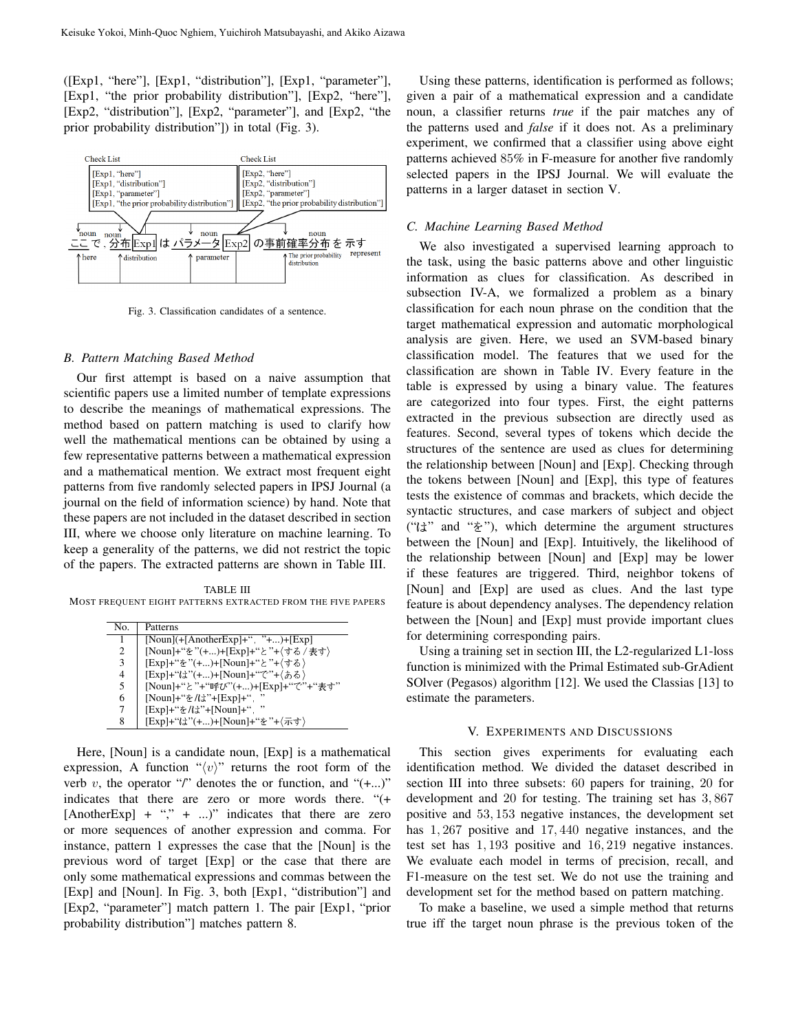([Exp1, "here"], [Exp1, "distribution"], [Exp1, "parameter"], [Exp1, "the prior probability distribution"], [Exp2, "here"], [Exp2, "distribution"], [Exp2, "parameter"], and [Exp2, "the prior probability distribution"]) in total (Fig. 3).

Fig. 3. Classification candidates of a sentence.

### B. Pattern Matching Based Method

Our first attempt is based on a naive assumption that scientific papers use a limited number of template expressions to describe the meanings of mathematical expressions. The method based on pattern matching is used to clarify how well the mathematical mentions can be obtained by using a few representative patterns between a mathematical expression and a mathematical mention. We extract most frequent eight patterns from five randomly selected papers in IPSJ Journal (a journal on the field of information science) by hand. Note that these papers are not included in the dataset described in section III, where we choose only literature on machine learning. To keep a generality of the patterns, we did not restrict the topic of the papers. The extracted patterns are shown in Table III.

TABLE III
MOST FREQUENT EIGHT PATTERNS EXTRACTED FROM THE FIVE PAPERS

| No. | Patterns |
|---|---|
| 1 | [Noun](+[AnotherExp]+"，"+...)+[Exp] |
| 2 | [Noun]+"を"(+...)+[Exp]+"と"+⟨する / 表す⟩ |
| 3 | [Exp]+"を"(+...)+[Noun]+"と"+⟨する⟩ |
| 4 | [Exp]+"は"(+...)+[Noun]+"で"+⟨ある⟩ |
| 5 | [Noun]+"と"+"呼び"(+...)+[Exp]+"で"+"表す" |
| 6 | [Noun]+"を/は"+[Exp]+"，" |
| 7 | [Exp]+"を/は"+[Noun]+"，" |
| 8 | [Exp]+"は"(+...)+[Noun]+"を"+⟨示す⟩ |

Here, [Noun] is a candidate noun, [Exp] is a mathematical expression, A function "$\langle v \rangle$" returns the root form of the verb $v$, the operator "/" denotes the or function, and "(+...)" indicates that there are zero or more words there. "(+ [AnotherExp] + "," + ...)" indicates that there are zero or more sequences of another expression and comma. For instance, pattern 1 expresses the case that the [Noun] is the previous word of target [Exp] or the case that there are only some mathematical expressions and commas between the [Exp] and [Noun]. In Fig. 3, both [Exp1, "distribution"] and [Exp2, "parameter"] match pattern 1. The pair [Exp1, "prior probability distribution"] matches pattern 8.

Using these patterns, identification is performed as follows; given a pair of a mathematical expression and a candidate noun, a classifier returns *true* if the pair matches any of the patterns used and *false* if it does not. As a preliminary experiment, we confirmed that a classifier using above eight patterns achieved $85\%$ in F-measure for another five randomly selected papers in the IPSJ Journal. We will evaluate the patterns in a larger dataset in section V.

### C. Machine Learning Based Method

We also investigated a supervised learning approach to the task, using the basic patterns above and other linguistic information as clues for classification. As described in subsection IV-A, we formalized a problem as a binary classification for each noun phrase on the condition that the target mathematical expression and automatic morphological analysis are given. Here, we used an SVM-based binary classification model. The features that we used for the classification are shown in Table IV. Every feature in the table is expressed by using a binary value. The features are categorized into four types. First, the eight patterns extracted in the previous subsection are directly used as features. Second, several types of tokens which decide the structures of the sentence are used as clues for determining the relationship between [Noun] and [Exp]. Checking through the tokens between [Noun] and [Exp], this type of features tests the existence of commas and brackets, which decide the syntactic structures, and case markers of subject and object ("は" and "を"), which determine the argument structures between the [Noun] and [Exp]. Intuitively, the likelihood of the relationship between [Noun] and [Exp] may be lower if these features are triggered. Third, neighbor tokens of [Noun] and [Exp] are used as clues. And the last type feature is about dependency analyses. The dependency relation between the [Noun] and [Exp] must provide important clues for determining corresponding pairs.

Using a training set in section III, the L2-regularized L1-loss function is minimized with the Primal Estimated sub-GrAdient SOlver (Pegasos) algorithm [12]. We used the Classias [13] to estimate the parameters.

## V. EXPERIMENTS AND DISCUSSIONS

This section gives experiments for evaluating each identification method. We divided the dataset described in section III into three subsets: $60$ papers for training, $20$ for development and $20$ for testing. The training set has $3,867$ positive and $53,153$ negative instances, the development set has $1,267$ positive and $17,440$ negative instances, and the test set has $1,193$ positive and $16,219$ negative instances. We evaluate each model in terms of precision, recall, and F1-measure on the test set. We do not use the training and development set for the method based on pattern matching.

To make a baseline, we used a simple method that returns true iff the target noun phrase is the previous token of the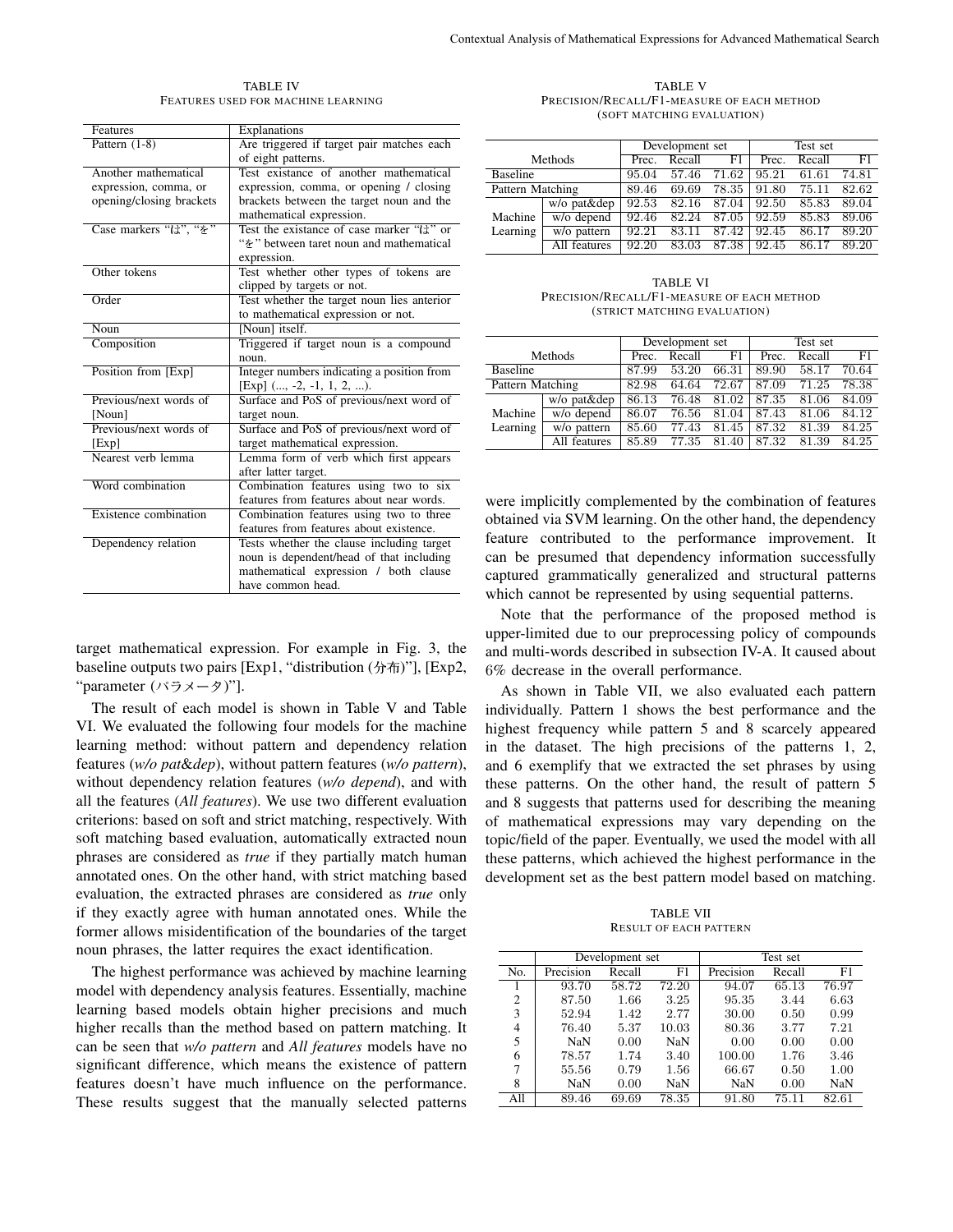TABLE IV
FEATURES USED FOR MACHINE LEARNING

| Features | Explanations |
|---|---|
| Pattern (1-8) | Are triggered if target pair matches each of eight patterns. |
| Another mathematical expression, comma, or opening/closing brackets | Test existance of another mathematical expression, comma, or opening / closing brackets between the target noun and the mathematical expression. |
| Case markers "は", "を" | Test the existance of case marker "は" or "を" between taret noun and mathematical expression. |
| Other tokens | Test whether other types of tokens are clipped by targets or not. |
| Order | Test whether the target noun lies anterior to mathematical expression or not. |
| Noun | [Noun] itself. |
| Composition | Triggered if target noun is a compound noun. |
| Position from [Exp] | Integer numbers indicating a position from [Exp] (..., -2, -1, 1, 2, ...). |
| Previous/next words of [Noun] | Surface and PoS of previous/next word of target noun. |
| Previous/next words of [Exp] | Surface and PoS of previous/next word of target mathematical expression. |
| Nearest verb lemma | Lemma form of verb which first appears after latter target. |
| Word combination | Combination features using two to six features from features about near words. |
| Existence combination | Combination features using two to three features from features about existence. |
| Dependency relation | Tests whether the clause including target noun is dependent/head of that including mathematical expression / both clause have common head. |

target mathematical expression. For example in Fig. 3, the baseline outputs two pairs [Exp1, "distribution (分布)"], [Exp2, "parameter (パラメータ)"].

The result of each model is shown in Table V and Table VI. We evaluated the following four models for the machine learning method: without pattern and dependency relation features (*w/o pat&dep*), without pattern features (*w/o pattern*), without dependency relation features (*w/o depend*), and with all the features (*All features*). We use two different evaluation criterions: based on soft and strict matching, respectively. With soft matching based evaluation, automatically extracted noun phrases are considered as *true* if they partially match human annotated ones. On the other hand, with strict matching based evaluation, the extracted phrases are considered as *true* only if they exactly agree with human annotated ones. While the former allows misidentification of the boundaries of the target noun phrases, the latter requires the exact identification.

The highest performance was achieved by machine learning model with dependency analysis features. Essentially, machine learning based models obtain higher precisions and much higher recalls than the method based on pattern matching. It can be seen that *w/o pattern* and *All features* models have no significant difference, which means the existence of pattern features doesn't have much influence on the performance. These results suggest that the manually selected patterns

TABLE V
PRECISION/RECALL/F1-MEASURE OF EACH METHOD
(SOFT MATCHING EVALUATION)

| Methods | | Development set | | | Test set | | |
|---|---|---|---|---|---|---|---|
| | | Prec. | Recall | F1 | Prec. | Recall | F1 |
| Baseline | | 95.04 | 57.46 | 71.62 | 95.21 | 61.61 | 74.81 |
| Pattern Matching | | 89.46 | 69.69 | 78.35 | 91.80 | 75.11 | 82.62 |
| Machine Learning | w/o pat&dep | 92.53 | 82.16 | 87.04 | 92.50 | 85.83 | 89.04 |
| | w/o depend | 92.46 | 82.24 | 87.05 | 92.59 | 85.83 | 89.06 |
| | w/o pattern | 92.21 | 83.11 | 87.42 | 92.45 | 86.17 | 89.20 |
| | All features | 92.20 | 83.03 | 87.38 | 92.45 | 86.17 | 89.20 |

TABLE VI
PRECISION/RECALL/F1-MEASURE OF EACH METHOD
(STRICT MATCHING EVALUATION)

| Methods | | Development set | | | Test set | | |
|---|---|---|---|---|---|---|---|
| | | Prec. | Recall | F1 | Prec. | Recall | F1 |
| Baseline | | 87.99 | 53.20 | 66.31 | 89.90 | 58.17 | 70.64 |
| Pattern Matching | | 82.98 | 64.64 | 72.67 | 87.09 | 71.25 | 78.38 |
| Machine Learning | w/o pat&dep | 86.13 | 76.48 | 81.02 | 87.35 | 81.06 | 84.09 |
| | w/o depend | 86.07 | 76.56 | 81.04 | 87.43 | 81.06 | 84.12 |
| | w/o pattern | 85.60 | 77.43 | 81.45 | 87.32 | 81.39 | 84.25 |
| | All features | 85.89 | 77.35 | 81.40 | 87.32 | 81.39 | 84.25 |

were implicitly complemented by the combination of features obtained via SVM learning. On the other hand, the dependency feature contributed to the performance improvement. It can be presumed that dependency information successfully captured grammatically generalized and structural patterns which cannot be represented by using sequential patterns.

Note that the performance of the proposed method is upper-limited due to our preprocessing policy of compounds and multi-words described in subsection IV-A. It caused about 6% decrease in the overall performance.

As shown in Table VII, we also evaluated each pattern individually. Pattern 1 shows the best performance and the highest frequency while pattern 5 and 8 scarcely appeared in the dataset. The high precisions of the patterns 1, 2, and 6 exemplify that we extracted the set phrases by using these patterns. On the other hand, the result of pattern 5 and 8 suggests that patterns used for describing the meaning of mathematical expressions may vary depending on the topic/field of the paper. Eventually, we used the model with all these patterns, which achieved the highest performance in the development set as the best pattern model based on matching.

TABLE VII
RESULT OF EACH PATTERN

| | Development set | | | Test set | | |
|---|---|---|---|---|---|---|
| No. | Precision | Recall | F1 | Precision | Recall | F1 |
| 1 | 93.70 | 58.72 | 72.20 | 94.07 | 65.13 | 76.97 |
| 2 | 87.50 | 1.66 | 3.25 | 95.35 | 3.44 | 6.63 |
| 3 | 52.94 | 1.42 | 2.77 | 30.00 | 0.50 | 0.99 |
| 4 | 76.40 | 5.37 | 10.03 | 80.36 | 3.77 | 7.21 |
| 5 | NaN | 0.00 | NaN | 0.00 | 0.00 | 0.00 |
| 6 | 78.57 | 1.74 | 3.40 | 100.00 | 1.76 | 3.46 |
| 7 | 55.56 | 0.79 | 1.56 | 66.67 | 0.50 | 1.00 |
| 8 | NaN | 0.00 | NaN | NaN | 0.00 | NaN |
| All | 89.46 | 69.69 | 78.35 | 91.80 | 75.11 | 82.61 |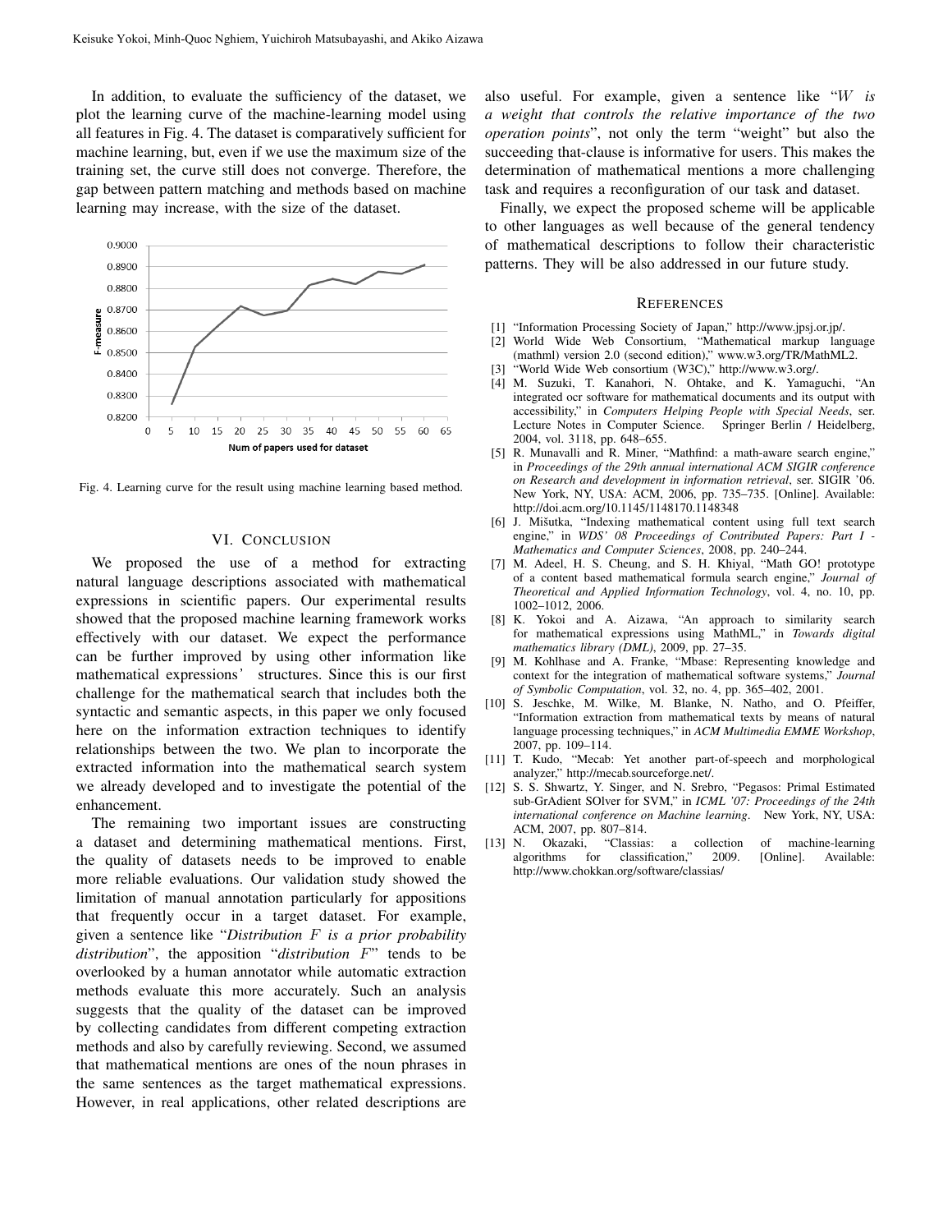In addition, to evaluate the sufficiency of the dataset, we plot the learning curve of the machine-learning model using all features in Fig. 4. The dataset is comparatively sufficient for machine learning, but, even if we use the maximum size of the training set, the curve still does not converge. Therefore, the gap between pattern matching and methods based on machine learning may increase, with the size of the dataset.

0.9000
0.8900
0.8800
0.8700
0.8600
0.8500
0.8400
0.8300
0.8200

F-measure

0 5 10 15 20 25 30 35 40 45 50 55 60 65

Num of papers used for dataset

Fig. 4. Learning curve for the result using machine learning based method.

## VI. Conclusion

We proposed the use of a method for extracting natural language descriptions associated with mathematical expressions in scientific papers. Our experimental results showed that the proposed machine learning framework works effectively with our dataset. We expect the performance can be further improved by using other information like mathematical expressions' structures. Since this is our first challenge for the mathematical search that includes both the syntactic and semantic aspects, in this paper we only focused here on the information extraction techniques to identify relationships between the two. We plan to incorporate the extracted information into the mathematical search system we already developed and to investigate the potential of the enhancement.

The remaining two important issues are constructing a dataset and determining mathematical mentions. First, the quality of datasets needs to be improved to enable more reliable evaluations. Our validation study showed the limitation of manual annotation particularly for appositions that frequently occur in a target dataset. For example, given a sentence like "*Distribution $F$ is a prior probability distribution*", the apposition "*distribution $F$*" tends to be overlooked by a human annotator while automatic extraction methods evaluate this more accurately. Such an analysis suggests that the quality of the dataset can be improved by collecting candidates from different competing extraction methods and also by carefully reviewing. Second, we assumed that mathematical mentions are ones of the noun phrases in the same sentences as the target mathematical expressions. However, in real applications, other related descriptions are also useful. For example, given a sentence like "*$W$ is a weight that controls the relative importance of the two operation points*", not only the term "weight" but also the succeeding that-clause is informative for users. This makes the determination of mathematical mentions a more challenging task and requires a reconfiguration of our task and dataset.

Finally, we expect the proposed scheme will be applicable to other languages as well because of the general tendency of mathematical descriptions to follow their characteristic patterns. They will be also addressed in our future study.

## References

[1] "Information Processing Society of Japan," http://www.jpsj.or.jp/.

[2] World Wide Web Consortium, "Mathematical markup language (mathml) version 2.0 (second edition)," www.w3.org/TR/MathML2.

[3] "World Wide Web consortium (W3C)," http://www.w3.org/.

[4] M. Suzuki, T. Kanahori, N. Ohtake, and K. Yamaguchi, "An integrated ocr software for mathematical documents and its output with accessibility," in *Computers Helping People with Special Needs*, ser. Lecture Notes in Computer Science. Springer Berlin / Heidelberg, 2004, vol. 3118, pp. 648–655.

[5] R. Munavalli and R. Miner, "Mathfind: a math-aware search engine," in *Proceedings of the 29th annual international ACM SIGIR conference on Research and development in information retrieval*, ser. SIGIR '06. New York, NY, USA: ACM, 2006, pp. 735–735. [Online]. Available: http://doi.acm.org/10.1145/1148170.1148348

[6] J. Mišutka, "Indexing mathematical content using full text search engine," in *WDS' 08 Proceedings of Contributed Papers: Part I - Mathematics and Computer Sciences*, 2008, pp. 240–244.

[7] M. Adeel, H. S. Cheung, and S. H. Khiyal, "Math GO! prototype of a content based mathematical formula search engine," *Journal of Theoretical and Applied Information Technology*, vol. 4, no. 10, pp. 1002–1012, 2006.

[8] K. Yokoi and A. Aizawa, "An approach to similarity search for mathematical expressions using MathML," in *Towards digital mathematics library (DML)*, 2009, pp. 27–35.

[9] M. Kohlhase and A. Franke, "Mbase: Representing knowledge and context for the integration of mathematical software systems," *Journal of Symbolic Computation*, vol. 32, no. 4, pp. 365–402, 2001.

[10] S. Jeschke, M. Wilke, M. Blanke, N. Natho, and O. Pfeiffer, "Information extraction from mathematical texts by means of natural language processing techniques," in *ACM Multimedia EMME Workshop*, 2007, pp. 109–114.

[11] T. Kudo, "Mecab: Yet another part-of-speech and morphological analyzer," http://mecab.sourceforge.net/.

[12] S. S. Shwartz, Y. Singer, and N. Srebro, "Pegasos: Primal Estimated sub-GrAdient SOlver for SVM," in *ICML '07: Proceedings of the 24th international conference on Machine learning*. New York, NY, USA: ACM, 2007, pp. 807–814.

[13] N. Okazaki, "Classias: a collection of machine-learning algorithms for classification," 2009. [Online]. Available: http://www.chokkan.org/software/classias/